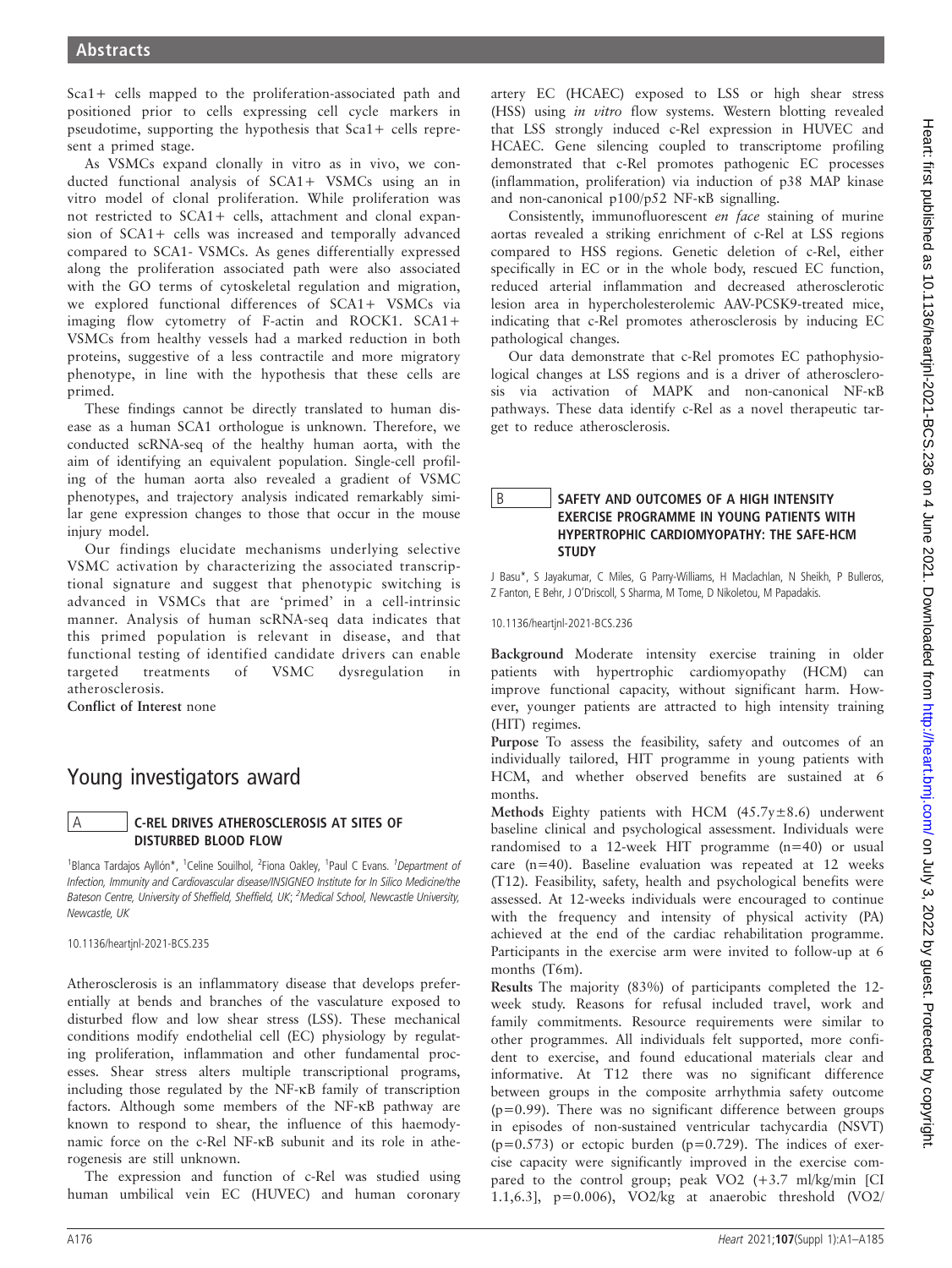Sca1+ cells mapped to the proliferation-associated path and positioned prior to cells expressing cell cycle markers in pseudotime, supporting the hypothesis that Sca1+ cells represent a primed stage.

As VSMCs expand clonally in vitro as in vivo, we conducted functional analysis of SCA1+ VSMCs using an in vitro model of clonal proliferation. While proliferation was not restricted to SCA1+ cells, attachment and clonal expansion of SCA1+ cells was increased and temporally advanced compared to SCA1- VSMCs. As genes differentially expressed along the proliferation associated path were also associated with the GO terms of cytoskeletal regulation and migration, we explored functional differences of SCA1+ VSMCs via imaging flow cytometry of F-actin and ROCK1. SCA1+ VSMCs from healthy vessels had a marked reduction in both proteins, suggestive of a less contractile and more migratory phenotype, in line with the hypothesis that these cells are primed.

These findings cannot be directly translated to human disease as a human SCA1 orthologue is unknown. Therefore, we conducted scRNA-seq of the healthy human aorta, with the aim of identifying an equivalent population. Single-cell profiling of the human aorta also revealed a gradient of VSMC phenotypes, and trajectory analysis indicated remarkably similar gene expression changes to those that occur in the mouse injury model.

Our findings elucidate mechanisms underlying selective VSMC activation by characterizing the associated transcriptional signature and suggest that phenotypic switching is advanced in VSMCs that are 'primed' in a cell-intrinsic manner. Analysis of human scRNA-seq data indicates that this primed population is relevant in disease, and that functional testing of identified candidate drivers can enable targeted treatments of VSMC dysregulation in atherosclerosis.

**Conflict of Interest** none

# Young investigators award

## A C-REL DRIVES ATHEROSCLEROSIS AT SITES OF DISTURBED BLOOD FLOW

[1]Blanca Tardajos Ayllón*, [1]Celine Souilhol, [2]Fiona Oakley, [1]Paul C Evans. [1]*Department of Infection, Immunity and Cardiovascular disease/INSIGNEO Institute for In Silico Medicine/the Bateson Centre, University of Sheffield, Sheffield, UK*; [2]*Medical School, Newcastle University, Newcastle, UK*

10.1136/heartjnl-2021-BCS.235

Atherosclerosis is an inflammatory disease that develops preferentially at bends and branches of the vasculature exposed to disturbed flow and low shear stress (LSS). These mechanical conditions modify endothelial cell (EC) physiology by regulating proliferation, inflammation and other fundamental processes. Shear stress alters multiple transcriptional programs, including those regulated by the NF-κB family of transcription factors. Although some members of the NF-κB pathway are known to respond to shear, the influence of this haemodynamic force on the c-Rel NF-κB subunit and its role in atherogenesis are still unknown.

The expression and function of c-Rel was studied using human umbilical vein EC (HUVEC) and human coronary artery EC (HCAEC) exposed to LSS or high shear stress (HSS) using *in vitro* flow systems. Western blotting revealed that LSS strongly induced c-Rel expression in HUVEC and HCAEC. Gene silencing coupled to transcriptome profiling demonstrated that c-Rel promotes pathogenic EC processes (inflammation, proliferation) via induction of p38 MAP kinase and non-canonical p100/p52 NF-κB signalling.

Consistently, immunofluorescent *en face* staining of murine aortas revealed a striking enrichment of c-Rel at LSS regions compared to HSS regions. Genetic deletion of c-Rel, either specifically in EC or in the whole body, rescued EC function, reduced arterial inflammation and decreased atherosclerotic lesion area in hypercholesterolemic AAV-PCSK9-treated mice, indicating that c-Rel promotes atherosclerosis by inducing EC pathological changes.

Our data demonstrate that c-Rel promotes EC pathophysiological changes at LSS regions and is a driver of atherosclerosis via activation of MAPK and non-canonical NF-κB pathways. These data identify c-Rel as a novel therapeutic target to reduce atherosclerosis.

## B SAFETY AND OUTCOMES OF A HIGH INTENSITY EXERCISE PROGRAMME IN YOUNG PATIENTS WITH HYPERTROPHIC CARDIOMYOPATHY: THE SAFE-HCM STUDY

J Basu*, S Jayakumar, C Miles, G Parry-Williams, H Maclachlan, N Sheikh, P Bulleros, Z Fanton, E Behr, J O'Driscoll, S Sharma, M Tome, D Nikoletou, M Papadakis.

10.1136/heartjnl-2021-BCS.236

**Background** Moderate intensity exercise training in older patients with hypertrophic cardiomyopathy (HCM) can improve functional capacity, without significant harm. However, younger patients are attracted to high intensity training (HIT) regimes.

**Purpose** To assess the feasibility, safety and outcomes of an individually tailored, HIT programme in young patients with HCM, and whether observed benefits are sustained at 6 months.

**Methods** Eighty patients with HCM (45.7y±8.6) underwent baseline clinical and psychological assessment. Individuals were randomised to a 12-week HIT programme (n=40) or usual care (n=40). Baseline evaluation was repeated at 12 weeks (T12). Feasibility, safety, health and psychological benefits were assessed. At 12-weeks individuals were encouraged to continue with the frequency and intensity of physical activity (PA) achieved at the end of the cardiac rehabilitation programme. Participants in the exercise arm were invited to follow-up at 6 months (T6m).

**Results** The majority (83%) of participants completed the 12-week study. Reasons for refusal included travel, work and family commitments. Resource requirements were similar to other programmes. All individuals felt supported, more confident to exercise, and found educational materials clear and informative. At T12 there was no significant difference between groups in the composite arrhythmia safety outcome (p=0.99). There was no significant difference between groups in episodes of non-sustained ventricular tachycardia (NSVT) (p=0.573) or ectopic burden (p=0.729). The indices of exercise capacity were significantly improved in the exercise compared to the control group; peak VO2 (+3.7 ml/kg/min [CI 1.1,6.3], p=0.006), VO2/kg at anaerobic threshold (VO2/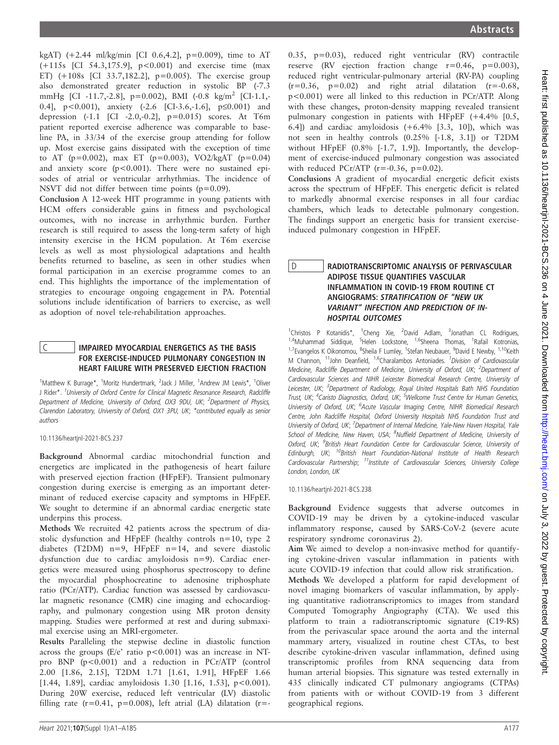kgAT) (+2.44 ml/kg/min [CI 0.6,4.2], p=0.009), time to AT (+115s [CI 54.3,175.9], p<0.001) and exercise time (max ET) (+108s [CI 33.7,182.2], p=0.005). The exercise group also demonstrated greater reduction in systolic BP (-7.3 mmHg [CI -11.7,-2.8], p=0.002), BMI (-0.8 kg/m$^2$ [CI-1.1,-0.4], p<0.001), anxiety (-2.6 [CI-3.6,-1.6], p≤0.001) and depression (-1.1 [CI -2.0,-0.2], p=0.015) scores. At T6m patient reported exercise adherence was comparable to baseline PA, in 33/34 of the exercise group attending for follow up. Most exercise gains dissipated with the exception of time to AT (p=0.002), max ET (p=0.003), VO2/kgAT (p=0.04) and anxiety score (p<0.001). There were no sustained episodes of atrial or ventricular arrhythmias. The incidence of NSVT did not differ between time points (p=0.09).

**Conclusion** A 12-week HIT programme in young patients with HCM offers considerable gains in fitness and psychological outcomes, with no increase in arrhythmic burden. Further research is still required to assess the long-term safety of high intensity exercise in the HCM population. At T6m exercise levels as well as most physiological adaptations and health benefits returned to baseline, as seen in other studies when formal participation in an exercise programme comes to an end. This highlights the importance of the implementation of strategies to encourage ongoing engagement in PA. Potential solutions include identification of barriers to exercise, as well as adoption of novel tele-rehabilitation approaches.

## C IMPAIRED MYOCARDIAL ENERGETICS AS THE BASIS FOR EXERCISE-INDUCED PULMONARY CONGESTION IN HEART FAILURE WITH PRESERVED EJECTION FRACTION

[1]Matthew K Burrage*, [1]Moritz Hundertmark, [2]Jack J Miller, [1]Andrew JM Lewis*, [1]Oliver J Rider*. [1]University of Oxford Centre for Clinical Magnetic Resonance Research, Radcliffe Department of Medicine, University of Oxford, OX3 9DU, UK; [2]Department of Physics, Clarendon Laboratory, University of Oxford, OX1 3PU, UK; *contributed equally as senior authors

10.1136/heartjnl-2021-BCS.237

**Background** Abnormal cardiac mitochondrial function and energetics are implicated in the pathogenesis of heart failure with preserved ejection fraction (HFpEF). Transient pulmonary congestion during exercise is emerging as an important determinant of reduced exercise capacity and symptoms in HFpEF. We sought to determine if an abnormal cardiac energetic state underpins this process.

**Methods** We recruited 42 patients across the spectrum of diastolic dysfunction and HFpEF (healthy controls n=10, type 2 diabetes (T2DM) n=9, HFpEF n=14, and severe diastolic dysfunction due to cardiac amyloidosis n=9). Cardiac energetics were measured using phosphorus spectroscopy to define the myocardial phosphocreatine to adenosine triphosphate ratio (PCr/ATP). Cardiac function was assessed by cardiovascular magnetic resonance (CMR) cine imaging and echocardiography, and pulmonary congestion using MR proton density mapping. Studies were performed at rest and during submaximal exercise using an MRI-ergometer.

**Results** Paralleling the stepwise decline in diastolic function across the groups (E/e' ratio p<0.001) was an increase in NT-pro BNP (p<0.001) and a reduction in PCr/ATP (control 2.00 [1.86, 2.15], T2DM 1.71 [1.61, 1.91], HFpEF 1.66 [1.44, 1.89], cardiac amyloidosis 1.30 [1.16, 1.53], p<0.001). During 20W exercise, reduced left ventricular (LV) diastolic filling rate (r=0.41, p=0.008), left atrial (LA) dilatation (r=-0.35, p=0.03), reduced right ventricular (RV) contractile reserve (RV ejection fraction change r=0.46, p=0.003), reduced right ventricular-pulmonary arterial (RV-PA) coupling (r=0.36, p=0.02) and right atrial dilatation (r=-0.68, p<0.001) were all linked to this reduction in PCr/ATP. Along with these changes, proton-density mapping revealed transient pulmonary congestion in patients with HFpEF (+4.4% [0.5, 6.4]) and cardiac amyloidosis (+6.4% [3.3, 10]), which was not seen in healthy controls (0.25% [-1.8, 3.1]) or T2DM without HFpEF (0.8% [-1.7, 1.9]). Importantly, the development of exercise-induced pulmonary congestion was associated with reduced PCr/ATP (r=-0.36, p=0.02).

**Conclusions** A gradient of myocardial energetic deficit exists across the spectrum of HFpEF. This energetic deficit is related to markedly abnormal exercise responses in all four cardiac chambers, which leads to detectable pulmonary congestion. The findings support an energetic basis for transient exercise-induced pulmonary congestion in HFpEF.

## D RADIOTRANSCRIPTOMIC ANALYSIS OF PERIVASCULAR ADIPOSE TISSUE QUANTIFIES VASCULAR INFLAMMATION IN COVID-19 FROM ROUTINE CT ANGIOGRAMS: *STRATIFICATION OF "NEW UK VARIANT" INFECTION AND PREDICTION OF IN-HOSPITAL OUTCOMES*

[1]Christos P Kotanidis*, [1]Cheng Xie, [2]David Adlam, [3]Jonathan CL Rodrigues, [1,4]Muhammad Siddique, [5]Helen Lockstone, [1,6]Sheena Thomas, [1]Rafail Kotronias, [1,7]Evangelos K Oikonomou, [8]Sheila F Lumley, [1]Stefan Neubauer, [9]David E Newby, [1,10]Keith M Channon, [11]John Deanfield, [1,6]Charalambos Antoniades. [1]Division of Cardiovascular Medicine, Radcliffe Department of Medicine, University of Oxford, UK; [2]Department of Cardiovascular Sciences and NIHR Leicester Biomedical Research Centre, University of Leicester, UK; [3]Department of Radiology, Royal United Hospitals Bath NHS Foundation Trust, UK; [4]Caristo Diagnostics, Oxford, UK; [5]Wellcome Trust Centre for Human Genetics, University of Oxford, UK; [6]Acute Vascular Imaging Centre, NIHR Biomedical Research Centre, John Radcliffe Hospital, Oxford University Hospitals NHS Foundation Trust and University of Oxford, UK; [7]Department of Internal Medicine, Yale-New Haven Hospital, Yale School of Medicine, New Haven, USA; [8]Nuffield Department of Medicine, University of Oxford, UK; [9]British Heart Foundation Centre for Cardiovascular Science, University of Edinburgh, UK; [10]British Heart Foundation-National Institute of Health Research Cardiovascular Partnership; [11]Institute of Cardiovascular Sciences, University College London, London, UK

10.1136/heartjnl-2021-BCS.238

**Background** Evidence suggests that adverse outcomes in COVID-19 may be driven by a cytokine-induced vascular inflammatory response, caused by SARS-CoV-2 (severe acute respiratory syndrome coronavirus 2).

**Aim** We aimed to develop a non-invasive method for quantifying cytokine-driven vascular inflammation in patients with acute COVID-19 infection that could allow risk stratification.

**Methods** We developed a platform for rapid development of novel imaging biomarkers of vascular inflammation, by applying quantitative radiotranscriptomics to images from standard Computed Tomography Angiography (CTA). We used this platform to train a radiotranscriptomic signature (C19-RS) from the perivascular space around the aorta and the internal mammary artery, visualized in routine chest CTAs, to best describe cytokine-driven vascular inflammation, defined using transcriptomic profiles from RNA sequencing data from human arterial biopsies. This signature was tested externally in 435 clinically indicated CT pulmonary angiograms (CTPAs) from patients with or without COVID-19 from 3 different geographical regions.